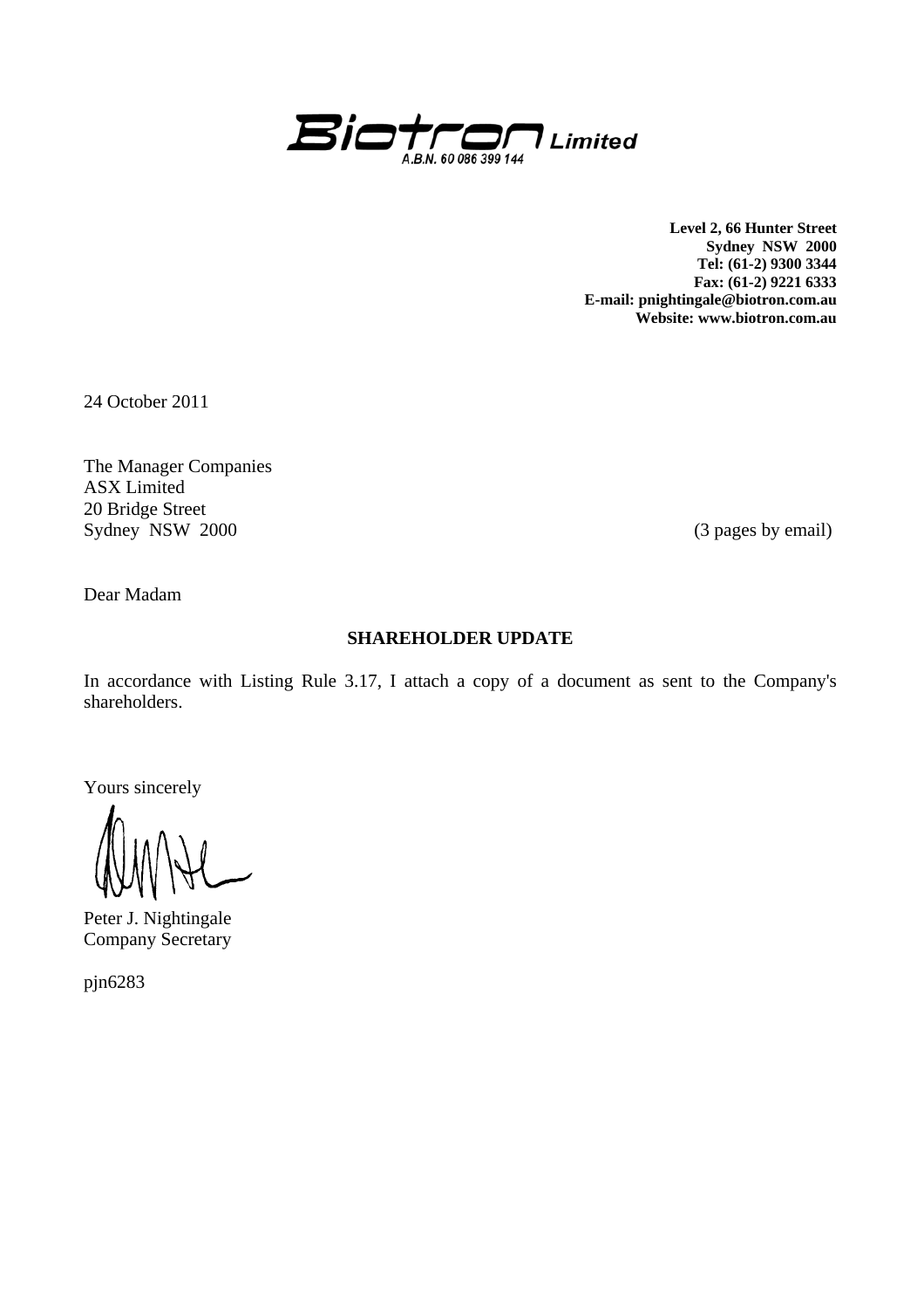**Biotron Limited**
A.B.N. 60 086 399 144

**Level 2, 66 Hunter Street**
**Sydney NSW 2000**
**Tel: (61-2) 9300 3344**
**Fax: (61-2) 9221 6333**
**E-mail: pnightingale@biotron.com.au**
**Website: www.biotron.com.au**

24 October 2011

The Manager Companies
ASX Limited
20 Bridge Street
Sydney NSW 2000

(3 pages by email)

Dear Madam

## SHAREHOLDER UPDATE

In accordance with Listing Rule 3.17, I attach a copy of a document as sent to the Company's shareholders.

Yours sincerely

Peter J. Nightingale
Company Secretary

pjn6283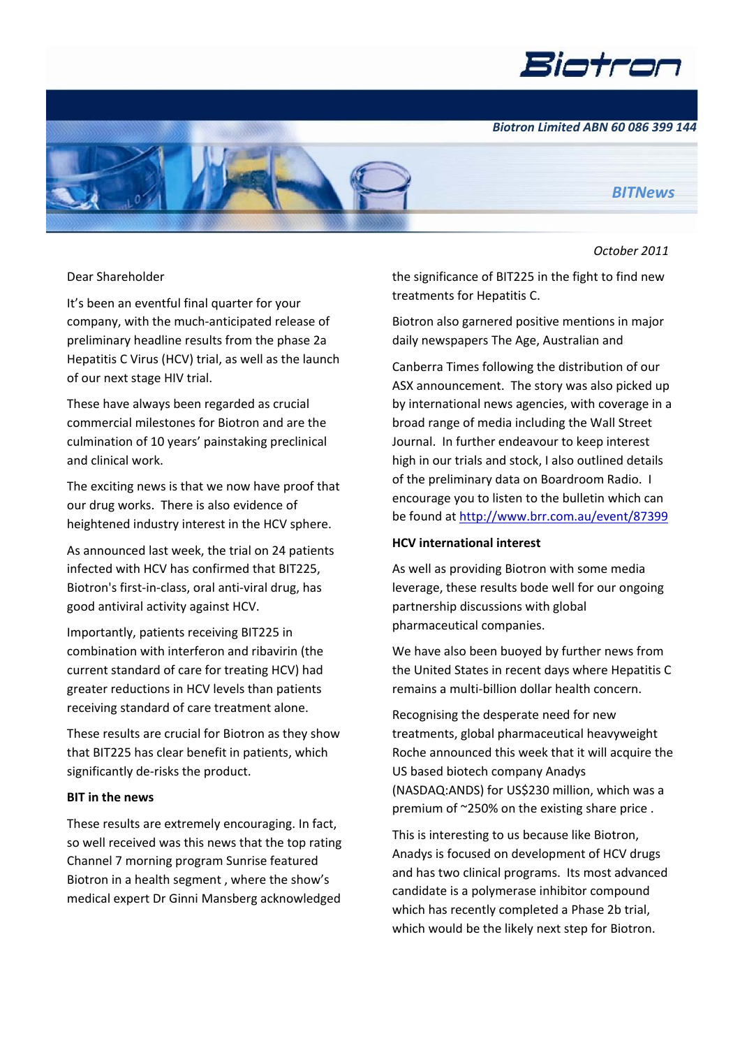Biotron

*Biotron Limited ABN 60 086 399 144*

*BITNews*

*October 2011*

Dear Shareholder

It's been an eventful final quarter for your company, with the much-anticipated release of preliminary headline results from the phase 2a Hepatitis C Virus (HCV) trial, as well as the launch of our next stage HIV trial.

These have always been regarded as crucial commercial milestones for Biotron and are the culmination of 10 years' painstaking preclinical and clinical work.

The exciting news is that we now have proof that our drug works. There is also evidence of heightened industry interest in the HCV sphere.

As announced last week, the trial on 24 patients infected with HCV has confirmed that BIT225, Biotron's first-in-class, oral anti-viral drug, has good antiviral activity against HCV.

Importantly, patients receiving BIT225 in combination with interferon and ribavirin (the current standard of care for treating HCV) had greater reductions in HCV levels than patients receiving standard of care treatment alone.

These results are crucial for Biotron as they show that BIT225 has clear benefit in patients, which significantly de-risks the product.

**BIT in the news**

These results are extremely encouraging. In fact, so well received was this news that the top rating Channel 7 morning program Sunrise featured Biotron in a health segment , where the show's medical expert Dr Ginni Mansberg acknowledged the significance of BIT225 in the fight to find new treatments for Hepatitis C.

Biotron also garnered positive mentions in major daily newspapers The Age, Australian and

Canberra Times following the distribution of our ASX announcement. The story was also picked up by international news agencies, with coverage in a broad range of media including the Wall Street Journal. In further endeavour to keep interest high in our trials and stock, I also outlined details of the preliminary data on Boardroom Radio. I encourage you to listen to the bulletin which can be found at http://www.brr.com.au/event/87399

**HCV international interest**

As well as providing Biotron with some media leverage, these results bode well for our ongoing partnership discussions with global pharmaceutical companies.

We have also been buoyed by further news from the United States in recent days where Hepatitis C remains a multi-billion dollar health concern.

Recognising the desperate need for new treatments, global pharmaceutical heavyweight Roche announced this week that it will acquire the US based biotech company Anadys (NASDAQ:ANDS) for US$230 million, which was a premium of ~250% on the existing share price .

This is interesting to us because like Biotron, Anadys is focused on development of HCV drugs and has two clinical programs. Its most advanced candidate is a polymerase inhibitor compound which has recently completed a Phase 2b trial, which would be the likely next step for Biotron.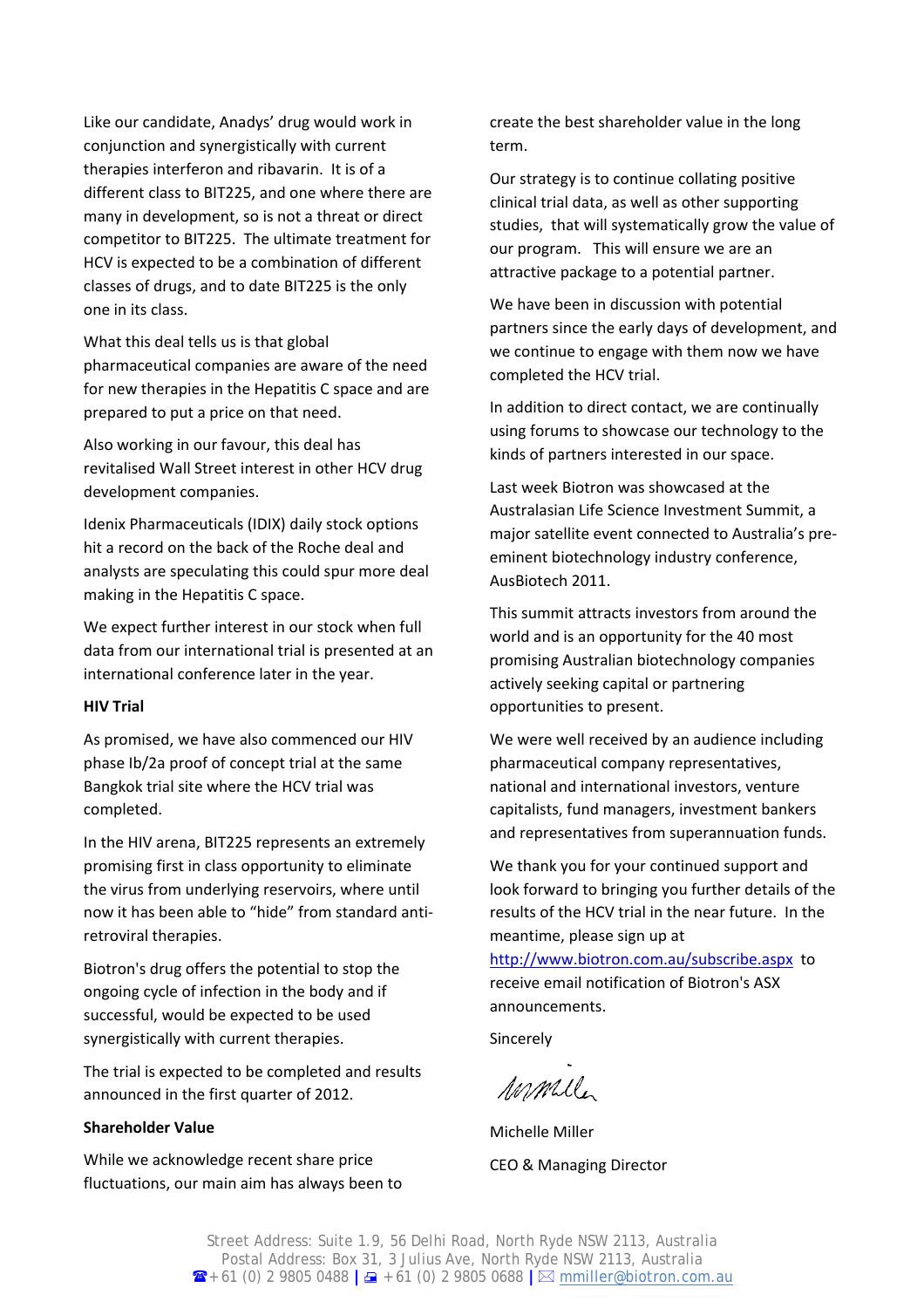Like our candidate, Anadys' drug would work in conjunction and synergistically with current therapies interferon and ribavarin. It is of a different class to BIT225, and one where there are many in development, so is not a threat or direct competitor to BIT225. The ultimate treatment for HCV is expected to be a combination of different classes of drugs, and to date BIT225 is the only one in its class.

What this deal tells us is that global pharmaceutical companies are aware of the need for new therapies in the Hepatitis C space and are prepared to put a price on that need.

Also working in our favour, this deal has revitalised Wall Street interest in other HCV drug development companies.

Idenix Pharmaceuticals (IDIX) daily stock options hit a record on the back of the Roche deal and analysts are speculating this could spur more deal making in the Hepatitis C space.

We expect further interest in our stock when full data from our international trial is presented at an international conference later in the year.

**HIV Trial**

As promised, we have also commenced our HIV phase Ib/2a proof of concept trial at the same Bangkok trial site where the HCV trial was completed.

In the HIV arena, BIT225 represents an extremely promising first in class opportunity to eliminate the virus from underlying reservoirs, where until now it has been able to "hide" from standard anti-retroviral therapies.

Biotron's drug offers the potential to stop the ongoing cycle of infection in the body and if successful, would be expected to be used synergistically with current therapies.

The trial is expected to be completed and results announced in the first quarter of 2012.

**Shareholder Value**

While we acknowledge recent share price fluctuations, our main aim has always been to create the best shareholder value in the long term.

Our strategy is to continue collating positive clinical trial data, as well as other supporting studies, that will systematically grow the value of our program. This will ensure we are an attractive package to a potential partner.

We have been in discussion with potential partners since the early days of development, and we continue to engage with them now we have completed the HCV trial.

In addition to direct contact, we are continually using forums to showcase our technology to the kinds of partners interested in our space.

Last week Biotron was showcased at the Australasian Life Science Investment Summit, a major satellite event connected to Australia's pre-eminent biotechnology industry conference, AusBiotech 2011.

This summit attracts investors from around the world and is an opportunity for the 40 most promising Australian biotechnology companies actively seeking capital or partnering opportunities to present.

We were well received by an audience including pharmaceutical company representatives, national and international investors, venture capitalists, fund managers, investment bankers and representatives from superannuation funds.

We thank you for your continued support and look forward to bringing you further details of the results of the HCV trial in the near future. In the meantime, please sign up at http://www.biotron.com.au/subscribe.aspx to receive email notification of Biotron's ASX announcements.

Sincerely

Michelle Miller

CEO & Managing Director

Street Address: Suite 1.9, 56 Delhi Road, North Ryde NSW 2113, Australia
Postal Address: Box 31, 3 Julius Ave, North Ryde NSW 2113, Australia
+61 (0) 2 9805 0488 | +61 (0) 2 9805 0688 | mmiller@biotron.com.au